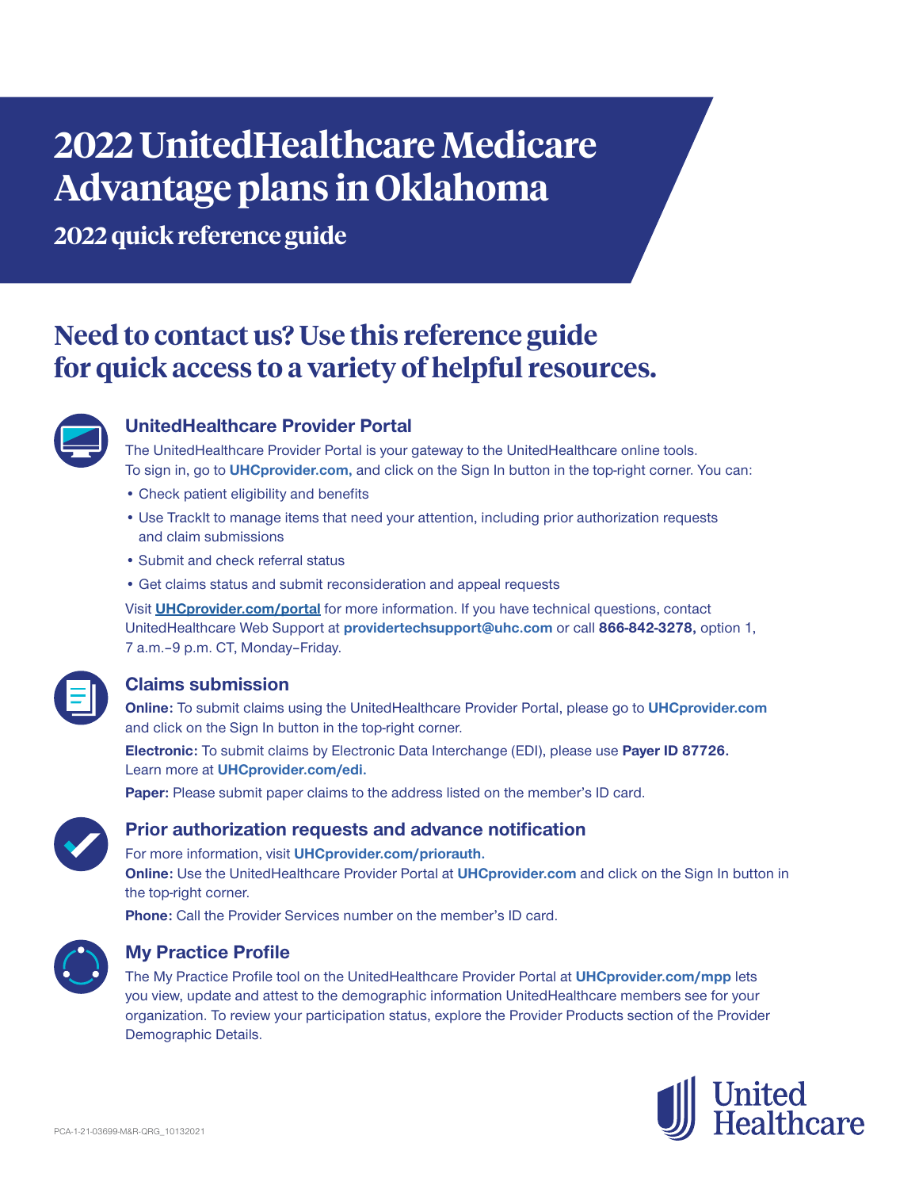# 2022 UnitedHealthcare Medicare Advantage plans in Oklahoma

## 2022 quick reference guide

## Need to contact us? Use this reference guide for quick access to a variety of helpful resources.

### UnitedHealthcare Provider Portal

The UnitedHealthcare Provider Portal is your gateway to the UnitedHealthcare online tools. To sign in, go to **UHCprovider.com,** and click on the Sign In button in the top-right corner. You can:

- Check patient eligibility and benefits
- Use TrackIt to manage items that need your attention, including prior authorization requests and claim submissions
- Submit and check referral status
- Get claims status and submit reconsideration and appeal requests

Visit **UHCprovider.com/portal** for more information. If you have technical questions, contact UnitedHealthcare Web Support at **providertechsupport@uhc.com** or call **866-842-3278,** option 1, 7 a.m.–9 p.m. CT, Monday–Friday.

### Claims submission

**Online:** To submit claims using the UnitedHealthcare Provider Portal, please go to **UHCprovider.com** and click on the Sign In button in the top-right corner.

**Electronic:** To submit claims by Electronic Data Interchange (EDI), please use **Payer ID 87726.** Learn more at **UHCprovider.com/edi.**

**Paper:** Please submit paper claims to the address listed on the member's ID card.

### Prior authorization requests and advance notification

For more information, visit **UHCprovider.com/priorauth.**

**Online:** Use the UnitedHealthcare Provider Portal at **UHCprovider.com** and click on the Sign In button in the top-right corner.

**Phone:** Call the Provider Services number on the member's ID card.

### My Practice Profile

The My Practice Profile tool on the UnitedHealthcare Provider Portal at **UHCprovider.com/mpp** lets you view, update and attest to the demographic information UnitedHealthcare members see for your organization. To review your participation status, explore the Provider Products section of the Provider Demographic Details.

PCA-1-21-03699-M&R-QRG_10132021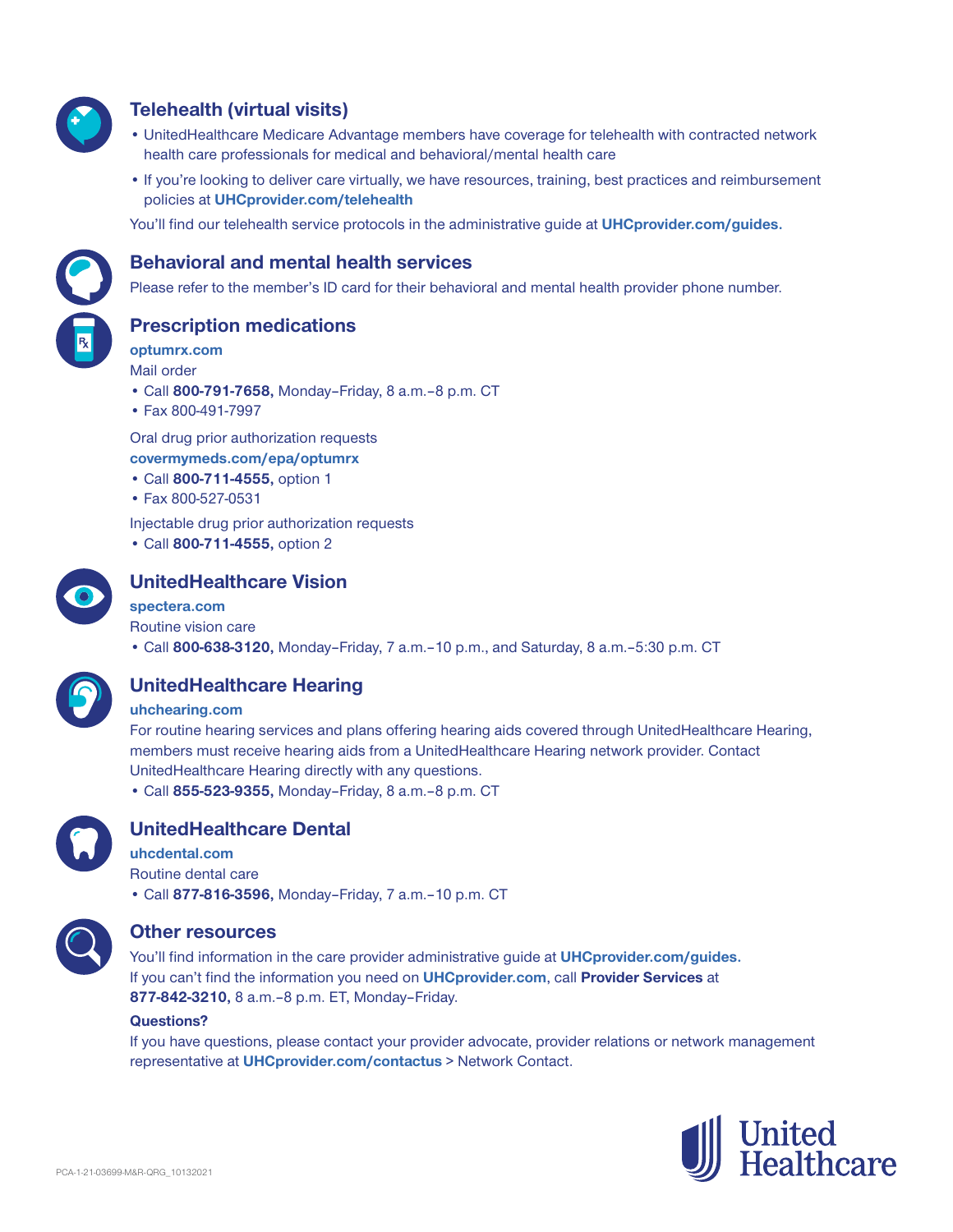## Telehealth (virtual visits)

- UnitedHealthcare Medicare Advantage members have coverage for telehealth with contracted network health care professionals for medical and behavioral/mental health care
- If you're looking to deliver care virtually, we have resources, training, best practices and reimbursement policies at **UHCprovider.com/telehealth**

You'll find our telehealth service protocols in the administrative guide at **UHCprovider.com/guides.**

## Behavioral and mental health services

Please refer to the member's ID card for their behavioral and mental health provider phone number.

## Prescription medications

**optumrx.com**

Mail order

- Call **800-791-7658,** Monday–Friday, 8 a.m.–8 p.m. CT
- Fax 800-491-7997

Oral drug prior authorization requests

**covermymeds.com/epa/optumrx**

- Call **800-711-4555,** option 1
- Fax 800-527-0531

Injectable drug prior authorization requests

- Call **800-711-4555,** option 2

## UnitedHealthcare Vision

**spectera.com**

Routine vision care

- Call **800-638-3120,** Monday–Friday, 7 a.m.–10 p.m., and Saturday, 8 a.m.–5:30 p.m. CT

## UnitedHealthcare Hearing

**uhchearing.com**

For routine hearing services and plans offering hearing aids covered through UnitedHealthcare Hearing, members must receive hearing aids from a UnitedHealthcare Hearing network provider. Contact UnitedHealthcare Hearing directly with any questions.

- Call **855-523-9355,** Monday–Friday, 8 a.m.–8 p.m. CT

## UnitedHealthcare Dental

**uhcdental.com**

Routine dental care

- Call **877-816-3596,** Monday–Friday, 7 a.m.–10 p.m. CT

## Other resources

You'll find information in the care provider administrative guide at **UHCprovider.com/guides.**
If you can't find the information you need on **UHCprovider.com**, call **Provider Services** at **877-842-3210,** 8 a.m.–8 p.m. ET, Monday–Friday.

**Questions?**

If you have questions, please contact your provider advocate, provider relations or network management representative at **UHCprovider.com/contactus** > Network Contact.

PCA-1-21-03699-M&R-QRG_10132021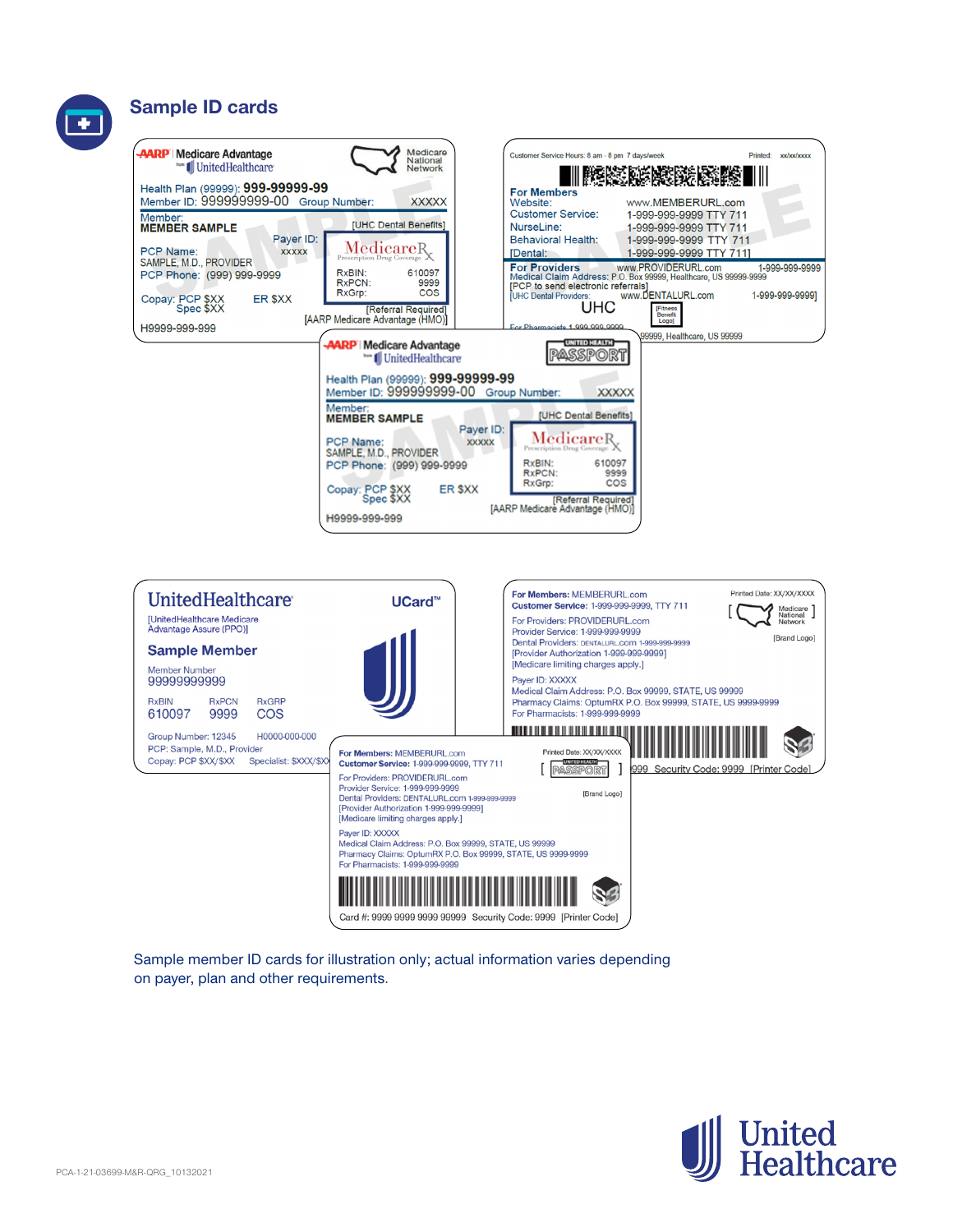## Sample ID cards

**AARP | Medicare Advantage from UnitedHealthcare** — Medicare National Network

Health Plan (99999): 999-99999-99
Member ID: 999999999-00 Group Number: XXXXX
Member:
MEMBER SAMPLE
[UHC Dental Benefits]
Payer ID: XXXXX
PCP Name: SAMPLE, M.D., PROVIDER
PCP Phone: (999) 999-9999
MedicareRx Prescription Drug Coverage
RxBIN: 610097
RxPCN: 9999
RxGrp: COS
Copay: PCP $XX Spec $XX ER $XX
[Referral Required]
[AARP Medicare Advantage (HMO)]
H9999-999-999

Customer Service Hours: 8 am - 8 pm 7 days/week Printed: xx/xx/xxxx

**For Members**
Website: www.MEMBERURL.com
Customer Service: 1-999-999-9999 TTY 711
NurseLine: 1-999-999-9999 TTY 711
Behavioral Health: 1-999-999-9999 TTY 711
[Dental: 1-999-999-9999 TTY 711]

**For Providers** www.PROVIDERURL.com 1-999-999-9999
Medical Claim Address: P.O. Box 99999, Healthcare, US 99999-9999
[PCP to send electronic referrals]
[UHC Dental Providers: www.DENTALURL.com 1-999-999-9999]
UHC [Fitness Benefit Logo]
For Pharmacists 1-999-999-9999 ... 99999, Healthcare, US 99999

**AARP | Medicare Advantage from UnitedHealthcare** — UNITED HEALTH PASSPORT

Health Plan (99999): 999-99999-99
Member ID: 999999999-00 Group Number: XXXXX
Member:
MEMBER SAMPLE
[UHC Dental Benefits]
Payer ID: XXXXX
PCP Name: SAMPLE, M.D., PROVIDER
PCP Phone: (999) 999-9999
MedicareRx Prescription Drug Coverage
RxBIN: 610097
RxPCN: 9999
RxGrp: COS
Copay: PCP $XX Spec $XX ER $XX
[Referral Required]
[AARP Medicare Advantage (HMO)]
H9999-999-999

**UnitedHealthcare** UCard™

[UnitedHealthcare Medicare Advantage Assure (PPO)]

**Sample Member**

Member Number
99999999999

| RxBIN | RxPCN | RxGRP |
|---|---|---|
| 610097 | 9999 | COS |

Group Number: 12345 H0000-000-000
PCP: Sample, M.D., Provider
Copay: PCP $XX/$XX Specialist: $XXX/$XX

**For Members:** MEMBERURL.com Printed Date: XX/XX/XXXX
**Customer Service:** 1-999-999-9999, TTY 711 [Medicare National Network]
For Providers: PROVIDERURL.com [Brand Logo]
Provider Service: 1-999-999-9999
Dental Providers: DENTALURL.com 1-999-999-9999
[Provider Authorization 1-999-999-9999]
[Medicare limiting charges apply.]
Payer ID: XXXXX
Medical Claim Address: P.O. Box 99999, STATE, US 99999
Pharmacy Claims: OptumRX P.O. Box 99999, STATE, US 9999-9999
For Pharmacists: 1-999-999-9999
...999 Security Code: 9999 [Printer Code]

**For Members:** MEMBERURL.com Printed Date: XX/XX/XXXX
**Customer Service:** 1-999-999-9999, TTY 711 [UNITED HEALTH PASSPORT]
For Providers: PROVIDERURL.com
Provider Service: 1-999-999-9999 [Brand Logo]
Dental Providers: DENTALURL.com 1-999-999-9999
[Provider Authorization 1-999-999-9999]
[Medicare limiting charges apply.]
Payer ID: XXXXX
Medical Claim Address: P.O. Box 99999, STATE, US 99999
Pharmacy Claims: OptumRX P.O. Box 99999, STATE, US 9999-9999
For Pharmacists: 1-999-999-9999
Card #: 9999 9999 9999 99999 Security Code: 9999 [Printer Code]

Sample member ID cards for illustration only; actual information varies depending on payer, plan and other requirements.

PCA-1-21-03699-M&R-QRG_10132021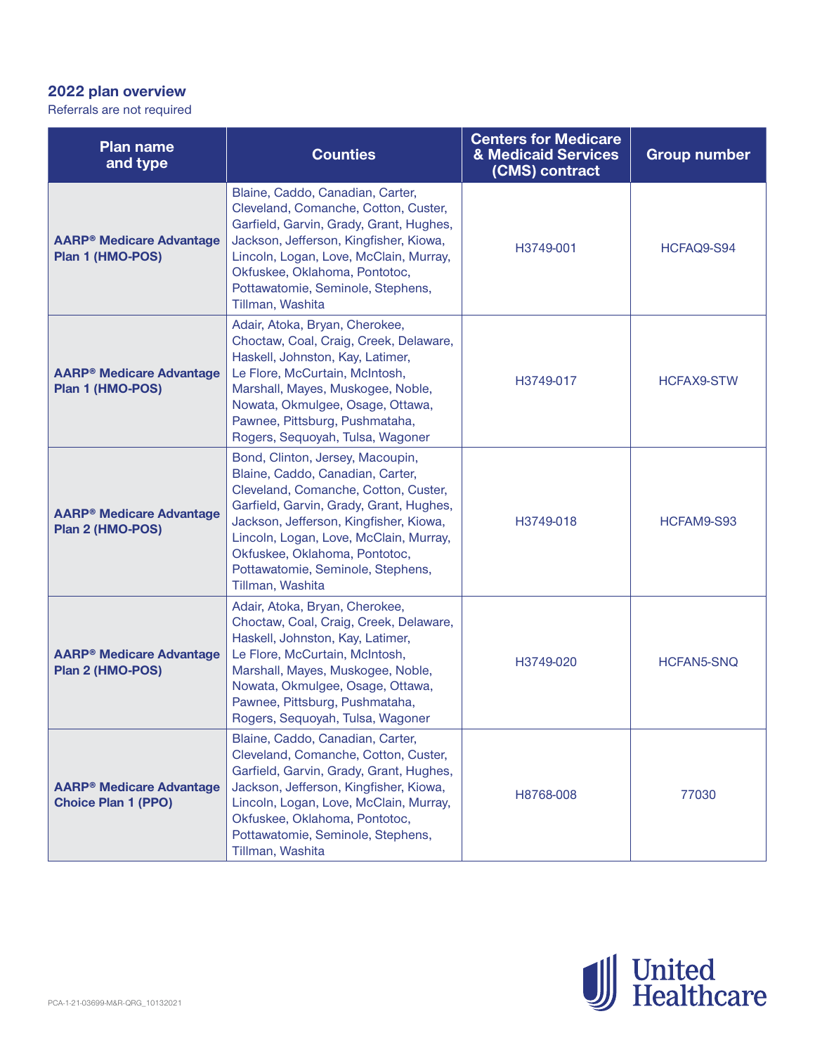## 2022 plan overview

Referrals are not required

| Plan name and type | Counties | Centers for Medicare & Medicaid Services (CMS) contract | Group number |
|---|---|---|---|
| **AARP® Medicare Advantage Plan 1 (HMO-POS)** | Blaine, Caddo, Canadian, Carter, Cleveland, Comanche, Cotton, Custer, Garfield, Garvin, Grady, Grant, Hughes, Jackson, Jefferson, Kingfisher, Kiowa, Lincoln, Logan, Love, McClain, Murray, Okfuskee, Oklahoma, Pontotoc, Pottawatomie, Seminole, Stephens, Tillman, Washita | H3749-001 | HCFAQ9-S94 |
| **AARP® Medicare Advantage Plan 1 (HMO-POS)** | Adair, Atoka, Bryan, Cherokee, Choctaw, Coal, Craig, Creek, Delaware, Haskell, Johnston, Kay, Latimer, Le Flore, McCurtain, McIntosh, Marshall, Mayes, Muskogee, Noble, Nowata, Okmulgee, Osage, Ottawa, Pawnee, Pittsburg, Pushmataha, Rogers, Sequoyah, Tulsa, Wagoner | H3749-017 | HCFAX9-STW |
| **AARP® Medicare Advantage Plan 2 (HMO-POS)** | Bond, Clinton, Jersey, Macoupin, Blaine, Caddo, Canadian, Carter, Cleveland, Comanche, Cotton, Custer, Garfield, Garvin, Grady, Grant, Hughes, Jackson, Jefferson, Kingfisher, Kiowa, Lincoln, Logan, Love, McClain, Murray, Okfuskee, Oklahoma, Pontotoc, Pottawatomie, Seminole, Stephens, Tillman, Washita | H3749-018 | HCFAM9-S93 |
| **AARP® Medicare Advantage Plan 2 (HMO-POS)** | Adair, Atoka, Bryan, Cherokee, Choctaw, Coal, Craig, Creek, Delaware, Haskell, Johnston, Kay, Latimer, Le Flore, McCurtain, McIntosh, Marshall, Mayes, Muskogee, Noble, Nowata, Okmulgee, Osage, Ottawa, Pawnee, Pittsburg, Pushmataha, Rogers, Sequoyah, Tulsa, Wagoner | H3749-020 | HCFAN5-SNQ |
| **AARP® Medicare Advantage Choice Plan 1 (PPO)** | Blaine, Caddo, Canadian, Carter, Cleveland, Comanche, Cotton, Custer, Garfield, Garvin, Grady, Grant, Hughes, Jackson, Jefferson, Kingfisher, Kiowa, Lincoln, Logan, Love, McClain, Murray, Okfuskee, Oklahoma, Pontotoc, Pottawatomie, Seminole, Stephens, Tillman, Washita | H8768-008 | 77030 |

PCA-1-21-03699-M&R-QRG_10132021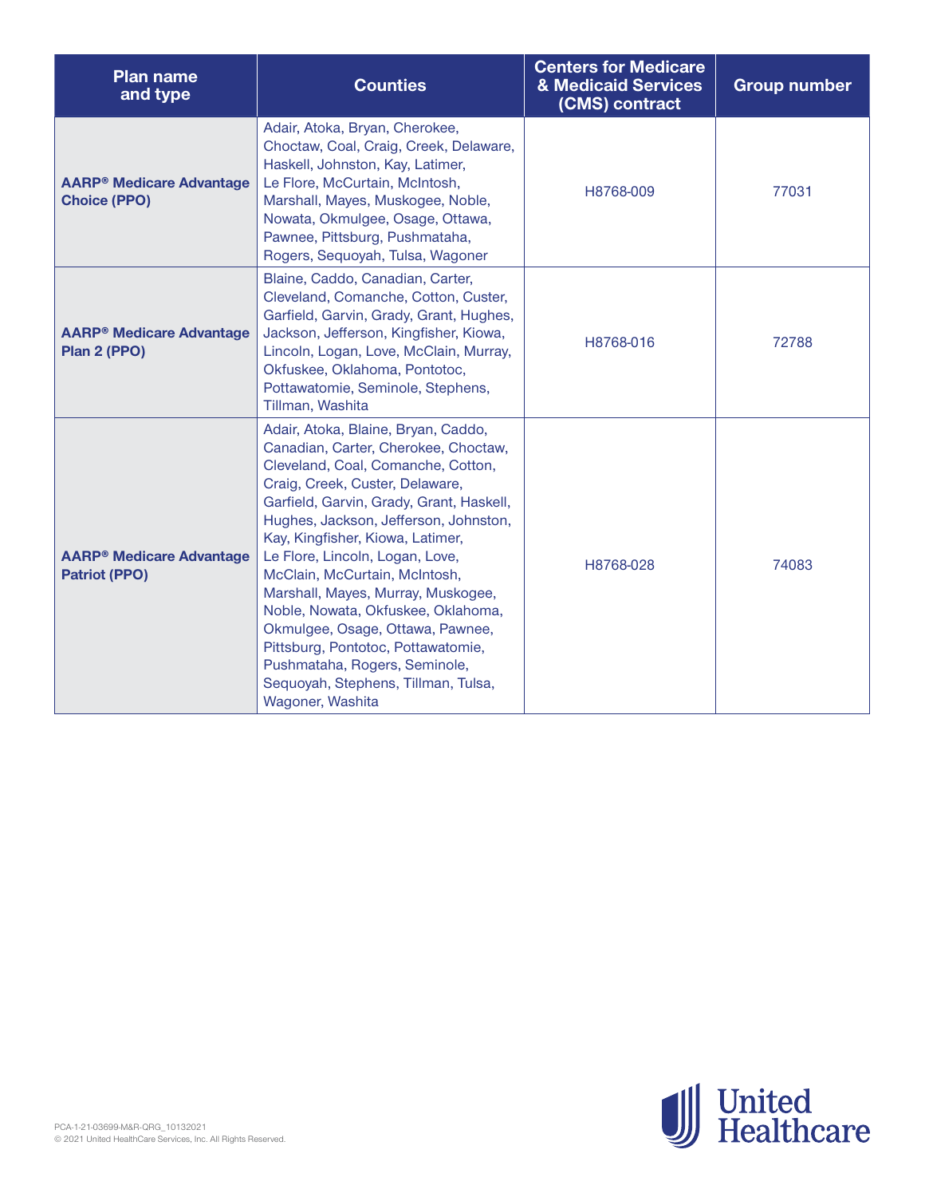| Plan name and type | Counties | Centers for Medicare & Medicaid Services (CMS) contract | Group number |
|---|---|---|---|
| **AARP® Medicare Advantage Choice (PPO)** | Adair, Atoka, Bryan, Cherokee, Choctaw, Coal, Craig, Creek, Delaware, Haskell, Johnston, Kay, Latimer, Le Flore, McCurtain, McIntosh, Marshall, Mayes, Muskogee, Noble, Nowata, Okmulgee, Osage, Ottawa, Pawnee, Pittsburg, Pushmataha, Rogers, Sequoyah, Tulsa, Wagoner | H8768-009 | 77031 |
| **AARP® Medicare Advantage Plan 2 (PPO)** | Blaine, Caddo, Canadian, Carter, Cleveland, Comanche, Cotton, Custer, Garfield, Garvin, Grady, Grant, Hughes, Jackson, Jefferson, Kingfisher, Kiowa, Lincoln, Logan, Love, McClain, Murray, Okfuskee, Oklahoma, Pontotoc, Pottawatomie, Seminole, Stephens, Tillman, Washita | H8768-016 | 72788 |
| **AARP® Medicare Advantage Patriot (PPO)** | Adair, Atoka, Blaine, Bryan, Caddo, Canadian, Carter, Cherokee, Choctaw, Cleveland, Coal, Comanche, Cotton, Craig, Creek, Custer, Delaware, Garfield, Garvin, Grady, Grant, Haskell, Hughes, Jackson, Jefferson, Johnston, Kay, Kingfisher, Kiowa, Latimer, Le Flore, Lincoln, Logan, Love, McClain, McCurtain, McIntosh, Marshall, Mayes, Murray, Muskogee, Noble, Nowata, Okfuskee, Oklahoma, Okmulgee, Osage, Ottawa, Pawnee, Pittsburg, Pontotoc, Pottawatomie, Pushmataha, Rogers, Seminole, Sequoyah, Stephens, Tillman, Tulsa, Wagoner, Washita | H8768-028 | 74083 |

PCA-1-21-03699-M&R-QRG_10132021
© 2021 United HealthCare Services, Inc. All Rights Reserved.

United Healthcare